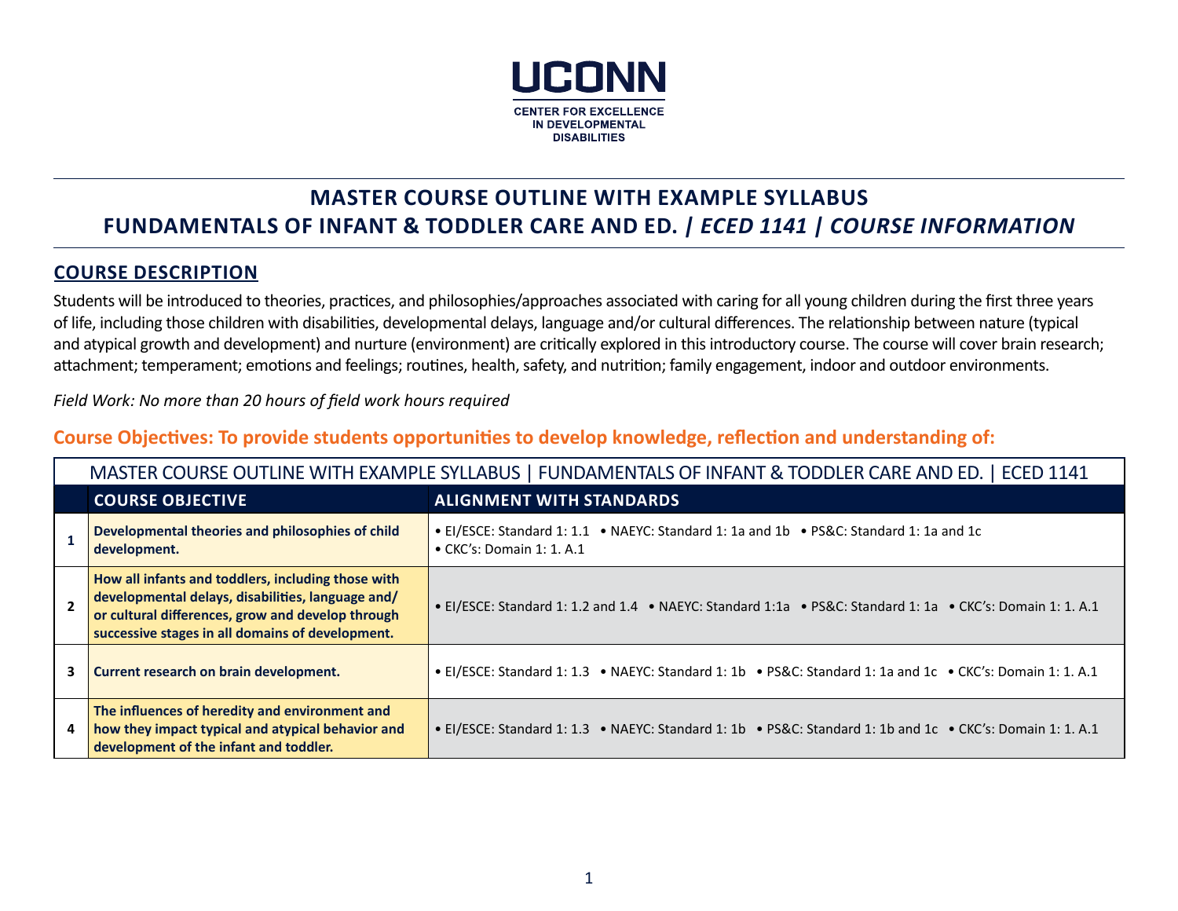UCONN

CENTER FOR EXCELLENCE IN DEVELOPMENTAL DISABILITIES

# MASTER COURSE OUTLINE WITH EXAMPLE SYLLABUS
# FUNDAMENTALS OF INFANT & TODDLER CARE AND ED. | *ECED 1141 | COURSE INFORMATION*

## COURSE DESCRIPTION

Students will be introduced to theories, practices, and philosophies/approaches associated with caring for all young children during the first three years of life, including those children with disabilities, developmental delays, language and/or cultural differences. The relationship between nature (typical and atypical growth and development) and nurture (environment) are critically explored in this introductory course. The course will cover brain research; attachment; temperament; emotions and feelings; routines, health, safety, and nutrition; family engagement, indoor and outdoor environments.

*Field Work: No more than 20 hours of field work hours required*

### Course Objectives: To provide students opportunities to develop knowledge, reflection and understanding of:

MASTER COURSE OUTLINE WITH EXAMPLE SYLLABUS | FUNDAMENTALS OF INFANT & TODDLER CARE AND ED. | ECED 1141

| | COURSE OBJECTIVE | ALIGNMENT WITH STANDARDS |
|---|---|---|
| 1 | **Developmental theories and philosophies of child development.** | • EI/ESCE: Standard 1: 1.1 • NAEYC: Standard 1: 1a and 1b • PS&C: Standard 1: 1a and 1c • CKC's: Domain 1: 1. A.1 |
| 2 | **How all infants and toddlers, including those with developmental delays, disabilities, language and/or cultural differences, grow and develop through successive stages in all domains of development.** | • EI/ESCE: Standard 1: 1.2 and 1.4 • NAEYC: Standard 1:1a • PS&C: Standard 1: 1a • CKC's: Domain 1: 1. A.1 |
| 3 | **Current research on brain development.** | • EI/ESCE: Standard 1: 1.3 • NAEYC: Standard 1: 1b • PS&C: Standard 1: 1a and 1c • CKC's: Domain 1: 1. A.1 |
| 4 | **The influences of heredity and environment and how they impact typical and atypical behavior and development of the infant and toddler.** | • EI/ESCE: Standard 1: 1.3 • NAEYC: Standard 1: 1b • PS&C: Standard 1: 1b and 1c • CKC's: Domain 1: 1. A.1 |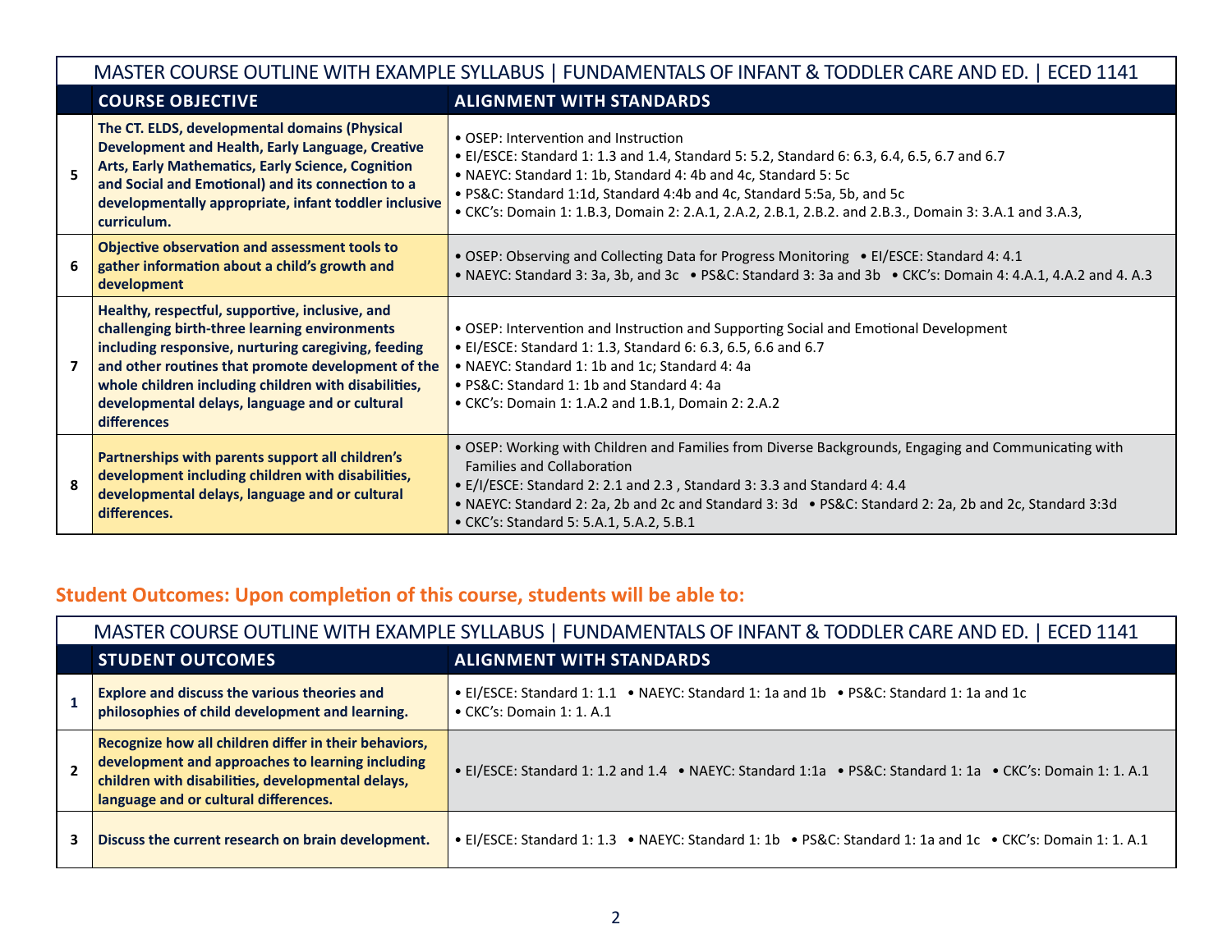| | MASTER COURSE OUTLINE WITH EXAMPLE SYLLABUS \| FUNDAMENTALS OF INFANT & TODDLER CARE AND ED. \| ECED 1141 | |
|---|---|---|
| | **COURSE OBJECTIVE** | **ALIGNMENT WITH STANDARDS** |
| **5** | **The CT. ELDS, developmental domains (Physical Development and Health, Early Language, Creative Arts, Early Mathematics, Early Science, Cognition and Social and Emotional) and its connection to a developmentally appropriate, infant toddler inclusive curriculum.** | • OSEP: Intervention and Instruction<br>• EI/ESCE: Standard 1: 1.3 and 1.4, Standard 5: 5.2, Standard 6: 6.3, 6.4, 6.5, 6.7 and 6.7<br>• NAEYC: Standard 1: 1b, Standard 4: 4b and 4c, Standard 5: 5c<br>• PS&C: Standard 1:1d, Standard 4:4b and 4c, Standard 5:5a, 5b, and 5c<br>• CKC's: Domain 1: 1.B.3, Domain 2: 2.A.1, 2.A.2, 2.B.1, 2.B.2. and 2.B.3., Domain 3: 3.A.1 and 3.A.3, |
| **6** | **Objective observation and assessment tools to gather information about a child's growth and development** | • OSEP: Observing and Collecting Data for Progress Monitoring • EI/ESCE: Standard 4: 4.1<br>• NAEYC: Standard 3: 3a, 3b, and 3c • PS&C: Standard 3: 3a and 3b • CKC's: Domain 4: 4.A.1, 4.A.2 and 4. A.3 |
| **7** | **Healthy, respectful, supportive, inclusive, and challenging birth-three learning environments including responsive, nurturing caregiving, feeding and other routines that promote development of the whole children including children with disabilities, developmental delays, language and or cultural differences** | • OSEP: Intervention and Instruction and Supporting Social and Emotional Development<br>• EI/ESCE: Standard 1: 1.3, Standard 6: 6.3, 6.5, 6.6 and 6.7<br>• NAEYC: Standard 1: 1b and 1c; Standard 4: 4a<br>• PS&C: Standard 1: 1b and Standard 4: 4a<br>• CKC's: Domain 1: 1.A.2 and 1.B.1, Domain 2: 2.A.2 |
| **8** | **Partnerships with parents support all children's development including children with disabilities, developmental delays, language and or cultural differences.** | • OSEP: Working with Children and Families from Diverse Backgrounds, Engaging and Communicating with Families and Collaboration<br>• E/I/ESCE: Standard 2: 2.1 and 2.3 , Standard 3: 3.3 and Standard 4: 4.4<br>• NAEYC: Standard 2: 2a, 2b and 2c and Standard 3: 3d • PS&C: Standard 2: 2a, 2b and 2c, Standard 3:3d<br>• CKC's: Standard 5: 5.A.1, 5.A.2, 5.B.1 |

## Student Outcomes: Upon completion of this course, students will be able to:

| | MASTER COURSE OUTLINE WITH EXAMPLE SYLLABUS \| FUNDAMENTALS OF INFANT & TODDLER CARE AND ED. \| ECED 1141 | |
|---|---|---|
| | **STUDENT OUTCOMES** | **ALIGNMENT WITH STANDARDS** |
| **1** | **Explore and discuss the various theories and philosophies of child development and learning.** | • EI/ESCE: Standard 1: 1.1 • NAEYC: Standard 1: 1a and 1b • PS&C: Standard 1: 1a and 1c<br>• CKC's: Domain 1: 1. A.1 |
| **2** | **Recognize how all children differ in their behaviors, development and approaches to learning including children with disabilities, developmental delays, language and or cultural differences.** | • EI/ESCE: Standard 1: 1.2 and 1.4 • NAEYC: Standard 1:1a • PS&C: Standard 1: 1a • CKC's: Domain 1: 1. A.1 |
| **3** | **Discuss the current research on brain development.** | • EI/ESCE: Standard 1: 1.3 • NAEYC: Standard 1: 1b • PS&C: Standard 1: 1a and 1c • CKC's: Domain 1: 1. A.1 |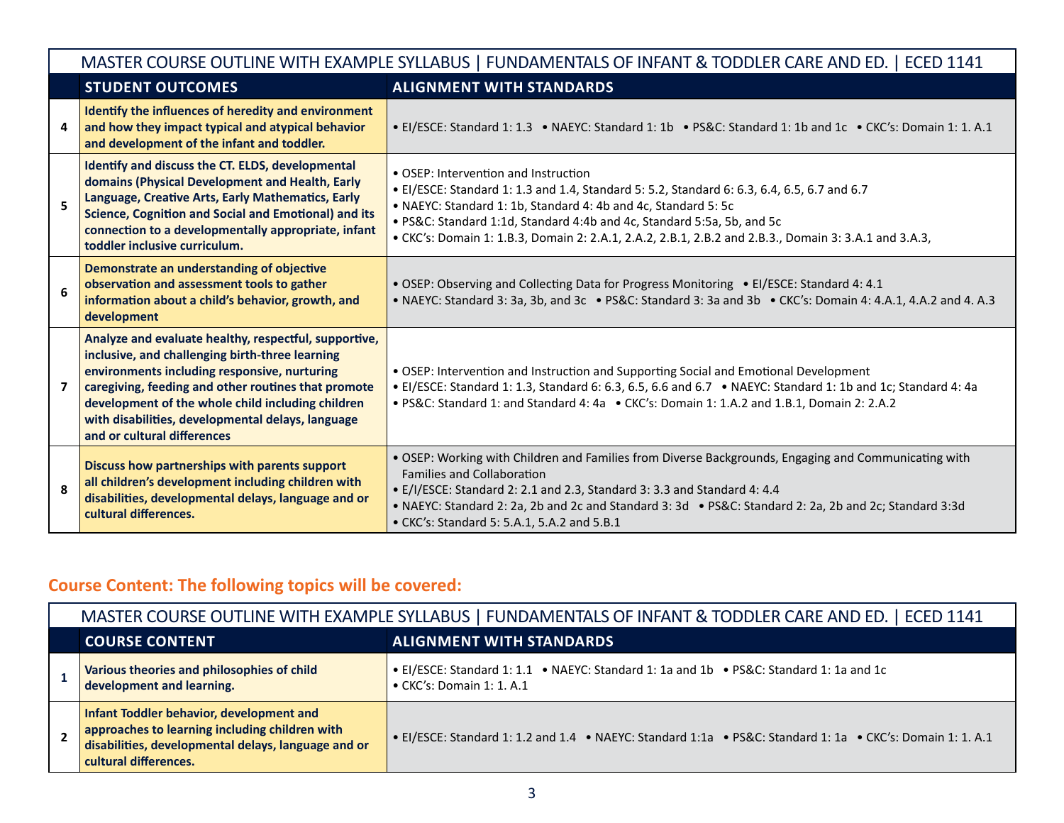| | MASTER COURSE OUTLINE WITH EXAMPLE SYLLABUS \| FUNDAMENTALS OF INFANT & TODDLER CARE AND ED. \| ECED 1141 | |
|---|---|---|
| | **STUDENT OUTCOMES** | **ALIGNMENT WITH STANDARDS** |
| 4 | **Identify the influences of heredity and environment and how they impact typical and atypical behavior and development of the infant and toddler.** | • EI/ESCE: Standard 1: 1.3 • NAEYC: Standard 1: 1b • PS&C: Standard 1: 1b and 1c • CKC's: Domain 1: 1. A.1 |
| 5 | **Identify and discuss the CT. ELDS, developmental domains (Physical Development and Health, Early Language, Creative Arts, Early Mathematics, Early Science, Cognition and Social and Emotional) and its connection to a developmentally appropriate, infant toddler inclusive curriculum.** | • OSEP: Intervention and Instruction<br>• EI/ESCE: Standard 1: 1.3 and 1.4, Standard 5: 5.2, Standard 6: 6.3, 6.4, 6.5, 6.7 and 6.7<br>• NAEYC: Standard 1: 1b, Standard 4: 4b and 4c, Standard 5: 5c<br>• PS&C: Standard 1:1d, Standard 4:4b and 4c, Standard 5:5a, 5b, and 5c<br>• CKC's: Domain 1: 1.B.3, Domain 2: 2.A.1, 2.A.2, 2.B.1, 2.B.2 and 2.B.3., Domain 3: 3.A.1 and 3.A.3, |
| 6 | **Demonstrate an understanding of objective observation and assessment tools to gather information about a child's behavior, growth, and development** | • OSEP: Observing and Collecting Data for Progress Monitoring • EI/ESCE: Standard 4: 4.1<br>• NAEYC: Standard 3: 3a, 3b, and 3c • PS&C: Standard 3: 3a and 3b • CKC's: Domain 4: 4.A.1, 4.A.2 and 4. A.3 |
| 7 | **Analyze and evaluate healthy, respectful, supportive, inclusive, and challenging birth-three learning environments including responsive, nurturing caregiving, feeding and other routines that promote development of the whole child including children with disabilities, developmental delays, language and or cultural differences** | • OSEP: Intervention and Instruction and Supporting Social and Emotional Development<br>• EI/ESCE: Standard 1: 1.3, Standard 6: 6.3, 6.5, 6.6 and 6.7 • NAEYC: Standard 1: 1b and 1c; Standard 4: 4a<br>• PS&C: Standard 1: and Standard 4: 4a • CKC's: Domain 1: 1.A.2 and 1.B.1, Domain 2: 2.A.2 |
| 8 | **Discuss how partnerships with parents support all children's development including children with disabilities, developmental delays, language and or cultural differences.** | • OSEP: Working with Children and Families from Diverse Backgrounds, Engaging and Communicating with Families and Collaboration<br>• E/I/ESCE: Standard 2: 2.1 and 2.3, Standard 3: 3.3 and Standard 4: 4.4<br>• NAEYC: Standard 2: 2a, 2b and 2c and Standard 3: 3d • PS&C: Standard 2: 2a, 2b and 2c; Standard 3:3d<br>• CKC's: Standard 5: 5.A.1, 5.A.2 and 5.B.1 |

## Course Content: The following topics will be covered:

| | MASTER COURSE OUTLINE WITH EXAMPLE SYLLABUS \| FUNDAMENTALS OF INFANT & TODDLER CARE AND ED. \| ECED 1141 | |
|---|---|---|
| | **COURSE CONTENT** | **ALIGNMENT WITH STANDARDS** |
| 1 | **Various theories and philosophies of child development and learning.** | • EI/ESCE: Standard 1: 1.1 • NAEYC: Standard 1: 1a and 1b • PS&C: Standard 1: 1a and 1c<br>• CKC's: Domain 1: 1. A.1 |
| 2 | **Infant Toddler behavior, development and approaches to learning including children with disabilities, developmental delays, language and or cultural differences.** | • EI/ESCE: Standard 1: 1.2 and 1.4 • NAEYC: Standard 1:1a • PS&C: Standard 1: 1a • CKC's: Domain 1: 1. A.1 |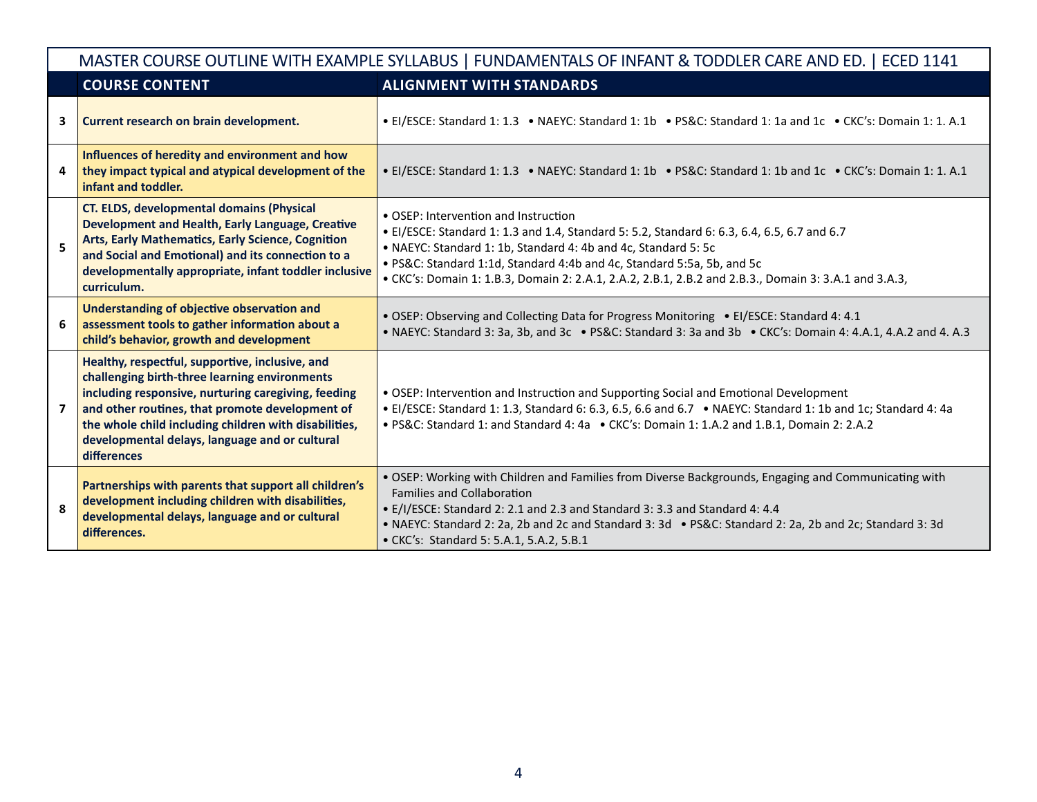| MASTER COURSE OUTLINE WITH EXAMPLE SYLLABUS \| FUNDAMENTALS OF INFANT & TODDLER CARE AND ED. \| ECED 1141 | | |
|---|---|---|
| | **COURSE CONTENT** | **ALIGNMENT WITH STANDARDS** |
| 3 | **Current research on brain development.** | • EI/ESCE: Standard 1: 1.3 • NAEYC: Standard 1: 1b • PS&C: Standard 1: 1a and 1c • CKC's: Domain 1: 1. A.1 |
| 4 | **Influences of heredity and environment and how they impact typical and atypical development of the infant and toddler.** | • EI/ESCE: Standard 1: 1.3 • NAEYC: Standard 1: 1b • PS&C: Standard 1: 1b and 1c • CKC's: Domain 1: 1. A.1 |
| 5 | **CT. ELDS, developmental domains (Physical Development and Health, Early Language, Creative Arts, Early Mathematics, Early Science, Cognition and Social and Emotional) and its connection to a developmentally appropriate, infant toddler inclusive curriculum.** | • OSEP: Intervention and Instruction<br>• EI/ESCE: Standard 1: 1.3 and 1.4, Standard 5: 5.2, Standard 6: 6.3, 6.4, 6.5, 6.7 and 6.7<br>• NAEYC: Standard 1: 1b, Standard 4: 4b and 4c, Standard 5: 5c<br>• PS&C: Standard 1:1d, Standard 4:4b and 4c, Standard 5:5a, 5b, and 5c<br>• CKC's: Domain 1: 1.B.3, Domain 2: 2.A.1, 2.A.2, 2.B.1, 2.B.2 and 2.B.3., Domain 3: 3.A.1 and 3.A.3, |
| 6 | **Understanding of objective observation and assessment tools to gather information about a child's behavior, growth and development** | • OSEP: Observing and Collecting Data for Progress Monitoring • EI/ESCE: Standard 4: 4.1<br>• NAEYC: Standard 3: 3a, 3b, and 3c • PS&C: Standard 3: 3a and 3b • CKC's: Domain 4: 4.A.1, 4.A.2 and 4. A.3 |
| 7 | **Healthy, respectful, supportive, inclusive, and challenging birth-three learning environments including responsive, nurturing caregiving, feeding and other routines, that promote development of the whole child including children with disabilities, developmental delays, language and or cultural differences** | • OSEP: Intervention and Instruction and Supporting Social and Emotional Development<br>• EI/ESCE: Standard 1: 1.3, Standard 6: 6.3, 6.5, 6.6 and 6.7 • NAEYC: Standard 1: 1b and 1c; Standard 4: 4a<br>• PS&C: Standard 1: and Standard 4: 4a • CKC's: Domain 1: 1.A.2 and 1.B.1, Domain 2: 2.A.2 |
| 8 | **Partnerships with parents that support all children's development including children with disabilities, developmental delays, language and or cultural differences.** | • OSEP: Working with Children and Families from Diverse Backgrounds, Engaging and Communicating with Families and Collaboration<br>• E/I/ESCE: Standard 2: 2.1 and 2.3 and Standard 3: 3.3 and Standard 4: 4.4<br>• NAEYC: Standard 2: 2a, 2b and 2c and Standard 3: 3d • PS&C: Standard 2: 2a, 2b and 2c; Standard 3: 3d<br>• CKC's: Standard 5: 5.A.1, 5.A.2, 5.B.1 |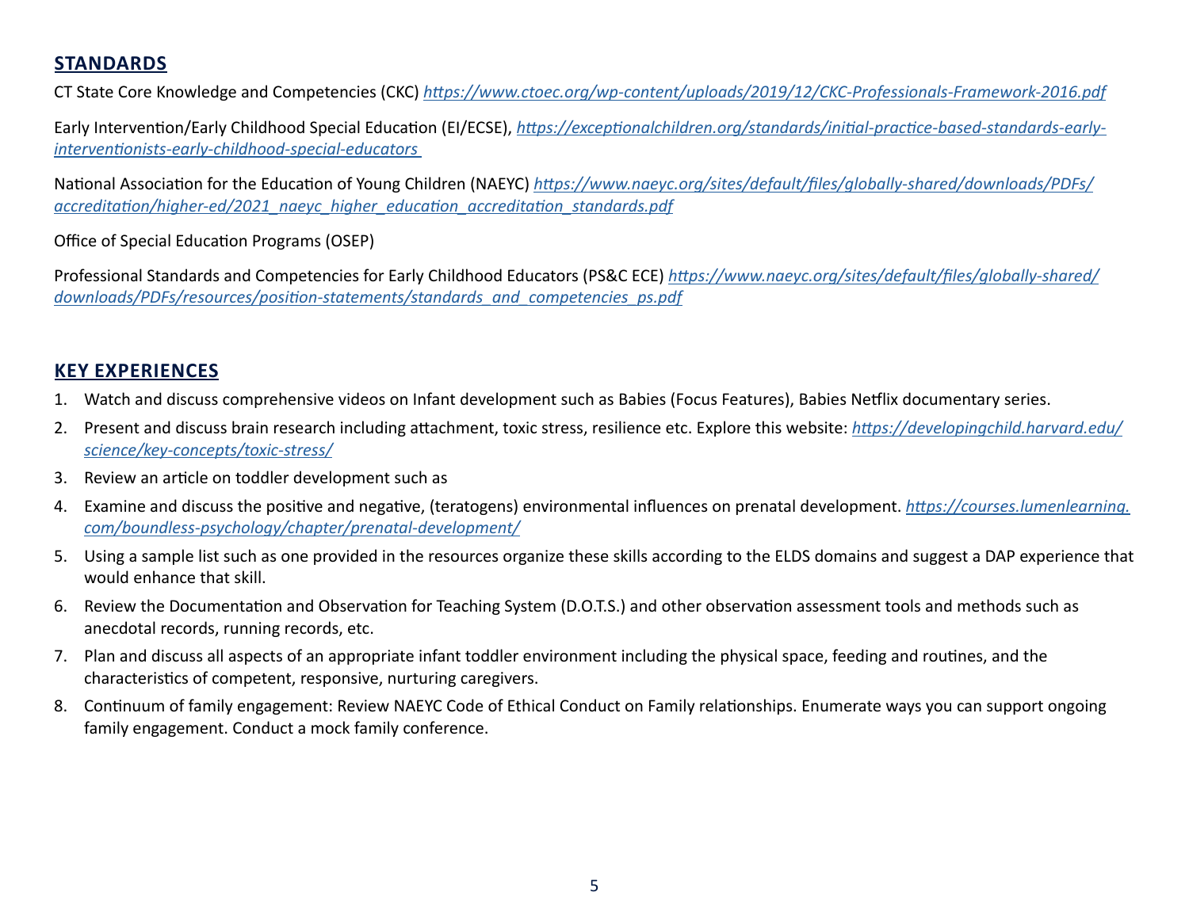## STANDARDS

CT State Core Knowledge and Competencies (CKC) *https://www.ctoec.org/wp-content/uploads/2019/12/CKC-Professionals-Framework-2016.pdf*

Early Intervention/Early Childhood Special Education (EI/ECSE), *https://exceptionalchildren.org/standards/initial-practice-based-standards-early-interventionists-early-childhood-special-educators*

National Association for the Education of Young Children (NAEYC) *https://www.naeyc.org/sites/default/files/globally-shared/downloads/PDFs/accreditation/higher-ed/2021_naeyc_higher_education_accreditation_standards.pdf*

Office of Special Education Programs (OSEP)

Professional Standards and Competencies for Early Childhood Educators (PS&C ECE) *https://www.naeyc.org/sites/default/files/globally-shared/downloads/PDFs/resources/position-statements/standards_and_competencies_ps.pdf*

## KEY EXPERIENCES

1. Watch and discuss comprehensive videos on Infant development such as Babies (Focus Features), Babies Netflix documentary series.
2. Present and discuss brain research including attachment, toxic stress, resilience etc. Explore this website: *https://developingchild.harvard.edu/science/key-concepts/toxic-stress/*
3. Review an article on toddler development such as
4. Examine and discuss the positive and negative, (teratogens) environmental influences on prenatal development. *https://courses.lumenlearning.com/boundless-psychology/chapter/prenatal-development/*
5. Using a sample list such as one provided in the resources organize these skills according to the ELDS domains and suggest a DAP experience that would enhance that skill.
6. Review the Documentation and Observation for Teaching System (D.O.T.S.) and other observation assessment tools and methods such as anecdotal records, running records, etc.
7. Plan and discuss all aspects of an appropriate infant toddler environment including the physical space, feeding and routines, and the characteristics of competent, responsive, nurturing caregivers.
8. Continuum of family engagement: Review NAEYC Code of Ethical Conduct on Family relationships. Enumerate ways you can support ongoing family engagement. Conduct a mock family conference.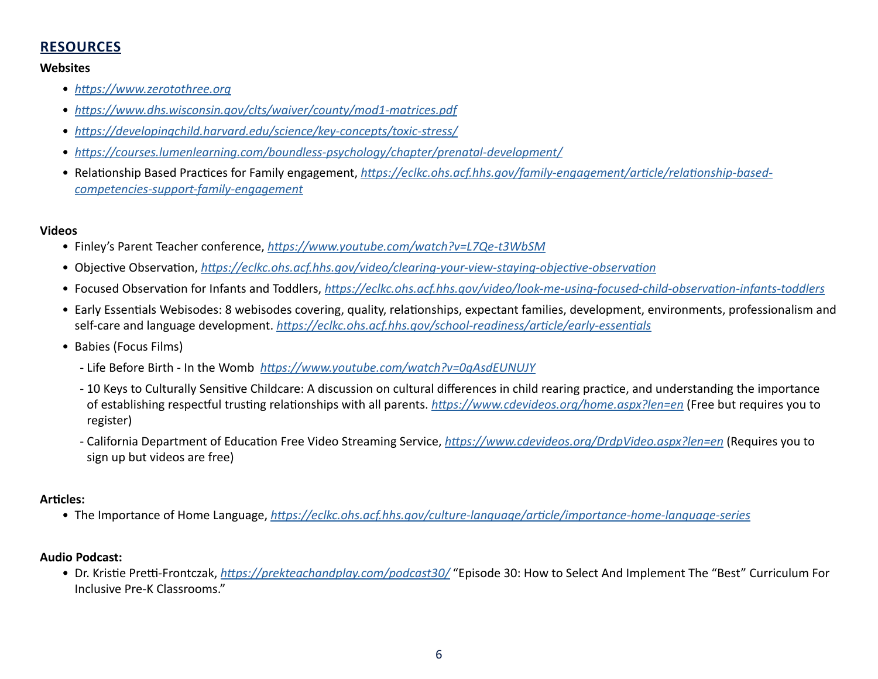## RESOURCES

**Websites**

- *https://www.zerotothree.org*
- *https://www.dhs.wisconsin.gov/clts/waiver/county/mod1-matrices.pdf*
- *https://developingchild.harvard.edu/science/key-concepts/toxic-stress/*
- *https://courses.lumenlearning.com/boundless-psychology/chapter/prenatal-development/*
- Relationship Based Practices for Family engagement, *https://eclkc.ohs.acf.hhs.gov/family-engagement/article/relationship-based-competencies-support-family-engagement*

**Videos**

- Finley's Parent Teacher conference, *https://www.youtube.com/watch?v=L7Qe-t3WbSM*
- Objective Observation, *https://eclkc.ohs.acf.hhs.gov/video/clearing-your-view-staying-objective-observation*
- Focused Observation for Infants and Toddlers, *https://eclkc.ohs.acf.hhs.gov/video/look-me-using-focused-child-observation-infants-toddlers*
- Early Essentials Webisodes: 8 webisodes covering, quality, relationships, expectant families, development, environments, professionalism and self-care and language development. *https://eclkc.ohs.acf.hhs.gov/school-readiness/article/early-essentials*
- Babies (Focus Films)
  - Life Before Birth - In the Womb *https://www.youtube.com/watch?v=0gAsdEUNUJY*
  - 10 Keys to Culturally Sensitive Childcare: A discussion on cultural differences in child rearing practice, and understanding the importance of establishing respectful trusting relationships with all parents. *https://www.cdevideos.org/home.aspx?len=en* (Free but requires you to register)
  - California Department of Education Free Video Streaming Service, *https://www.cdevideos.org/DrdpVideo.aspx?len=en* (Requires you to sign up but videos are free)

**Articles:**

- The Importance of Home Language, *https://eclkc.ohs.acf.hhs.gov/culture-language/article/importance-home-language-series*

**Audio Podcast:**

- Dr. Kristie Pretti-Frontczak, *https://prekteachandplay.com/podcast30/* "Episode 30: How to Select And Implement The "Best" Curriculum For Inclusive Pre-K Classrooms."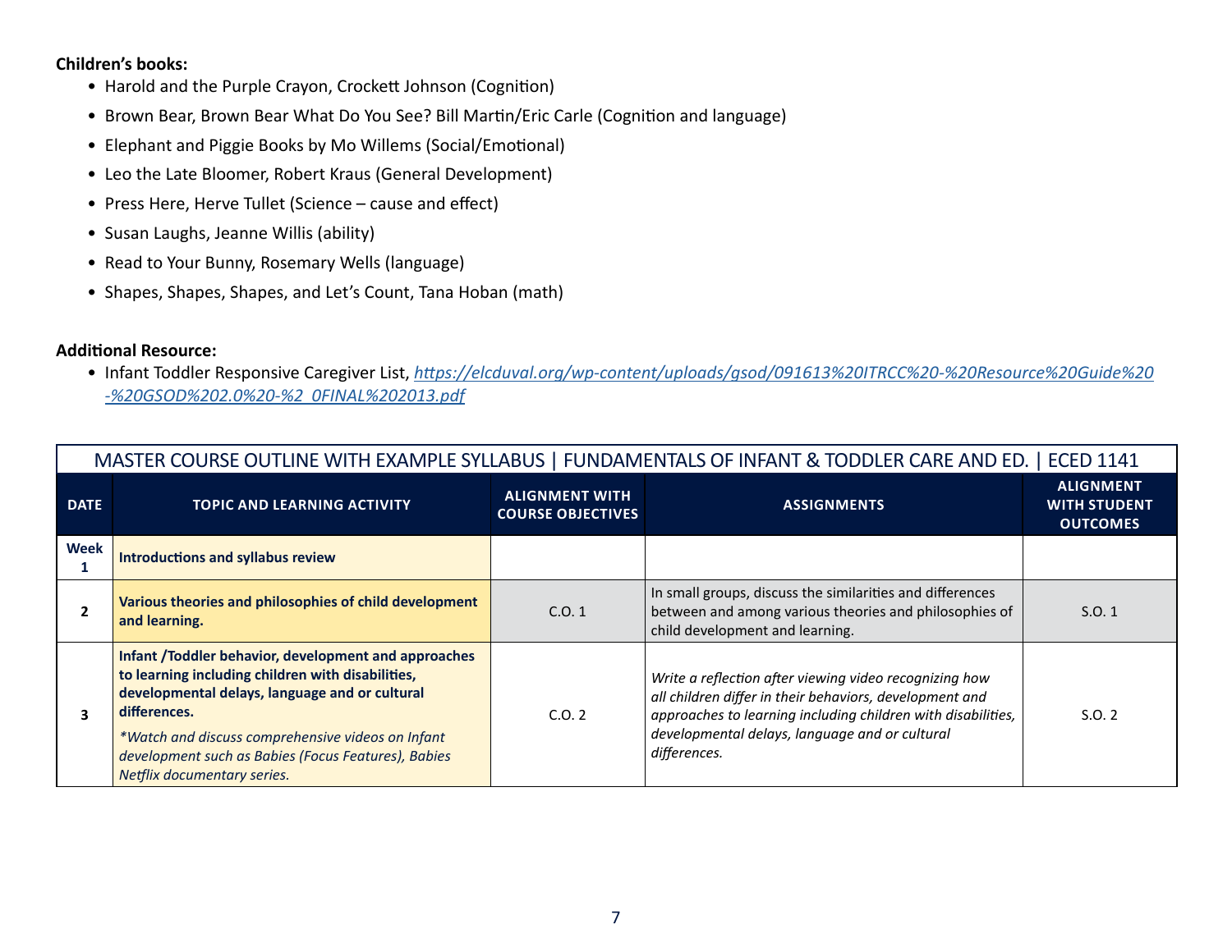**Children's books:**

- Harold and the Purple Crayon, Crockett Johnson (Cognition)
- Brown Bear, Brown Bear What Do You See? Bill Martin/Eric Carle (Cognition and language)
- Elephant and Piggie Books by Mo Willems (Social/Emotional)
- Leo the Late Bloomer, Robert Kraus (General Development)
- Press Here, Herve Tullet (Science – cause and effect)
- Susan Laughs, Jeanne Willis (ability)
- Read to Your Bunny, Rosemary Wells (language)
- Shapes, Shapes, Shapes, and Let's Count, Tana Hoban (math)

**Additional Resource:**

- Infant Toddler Responsive Caregiver List, *https://elcduval.org/wp-content/uploads/gsod/091613%20ITRCC%20-%20Resource%20Guide%20-%20GSOD%202.0%20-%2_0FINAL%202013.pdf*

| MASTER COURSE OUTLINE WITH EXAMPLE SYLLABUS \| FUNDAMENTALS OF INFANT & TODDLER CARE AND ED. \| ECED 1141 | | | | |
|---|---|---|---|---|
| **DATE** | **TOPIC AND LEARNING ACTIVITY** | **ALIGNMENT WITH COURSE OBJECTIVES** | **ASSIGNMENTS** | **ALIGNMENT WITH STUDENT OUTCOMES** |
| **Week 1** | **Introductions and syllabus review** | | | |
| **2** | **Various theories and philosophies of child development and learning.** | C.O. 1 | In small groups, discuss the similarities and differences between and among various theories and philosophies of child development and learning. | S.O. 1 |
| **3** | **Infant /Toddler behavior, development and approaches to learning including children with disabilities, developmental delays, language and or cultural differences.** *\*Watch and discuss comprehensive videos on Infant development such as Babies (Focus Features), Babies Netflix documentary series.* | C.O. 2 | *Write a reflection after viewing video recognizing how all children differ in their behaviors, development and approaches to learning including children with disabilities, developmental delays, language and or cultural differences.* | S.O. 2 |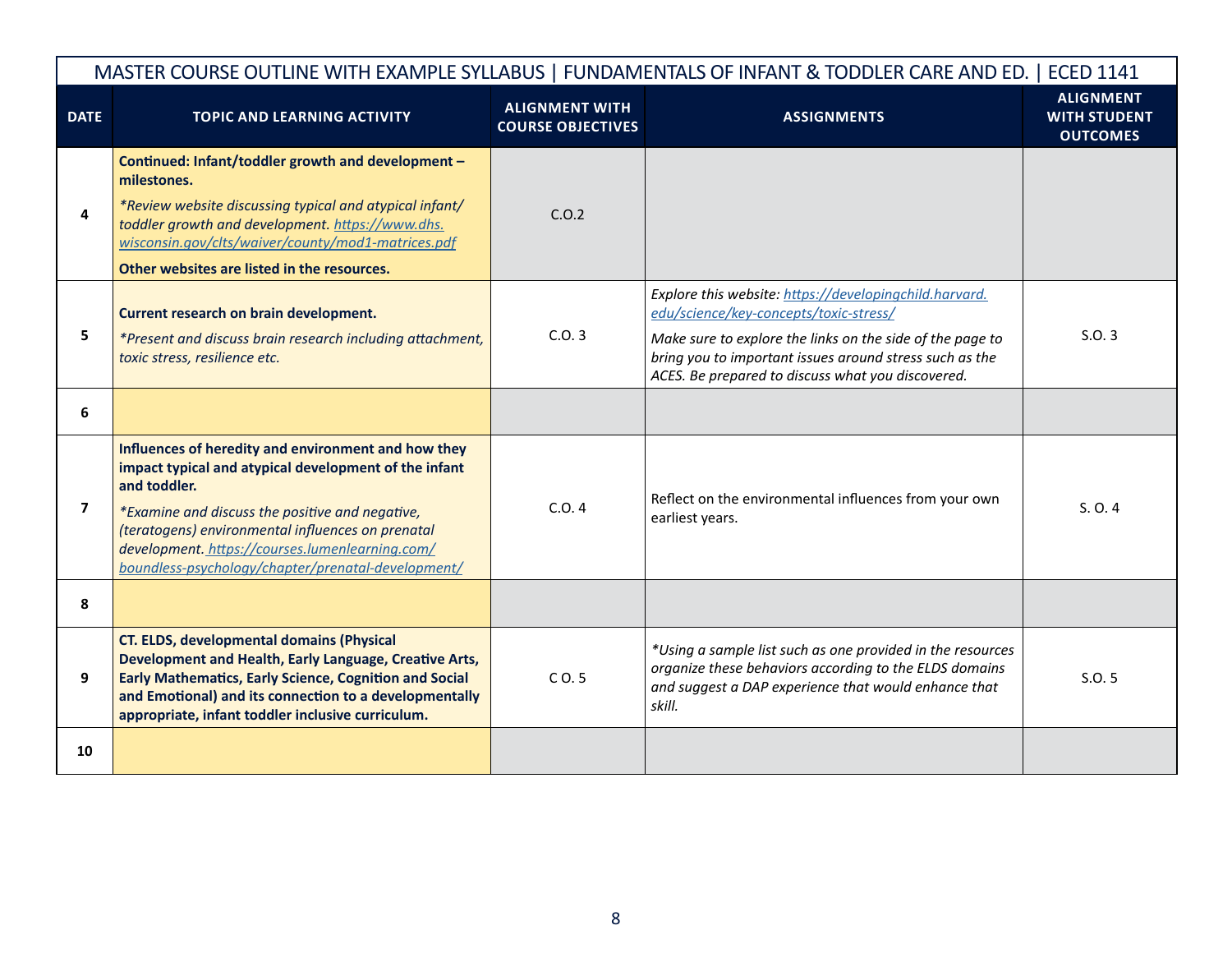| MASTER COURSE OUTLINE WITH EXAMPLE SYLLABUS \| FUNDAMENTALS OF INFANT & TODDLER CARE AND ED. \| ECED 1141 | | | | |
|---|---|---|---|---|
| **DATE** | **TOPIC AND LEARNING ACTIVITY** | **ALIGNMENT WITH COURSE OBJECTIVES** | **ASSIGNMENTS** | **ALIGNMENT WITH STUDENT OUTCOMES** |
| 4 | **Continued: Infant/toddler growth and development – milestones.** *\*Review website discussing typical and atypical infant/ toddler growth and development. https://www.dhs.wisconsin.gov/clts/waiver/county/mod1-matrices.pdf* **Other websites are listed in the resources.** | C.O.2 | | |
| 5 | **Current research on brain development.** *\*Present and discuss brain research including attachment, toxic stress, resilience etc.* | C.O. 3 | *Explore this website: https://developingchild.harvard.edu/science/key-concepts/toxic-stress/* *Make sure to explore the links on the side of the page to bring you to important issues around stress such as the ACES. Be prepared to discuss what you discovered.* | S.O. 3 |
| 6 | | | | |
| 7 | **Influences of heredity and environment and how they impact typical and atypical development of the infant and toddler.** *\*Examine and discuss the positive and negative, (teratogens) environmental influences on prenatal development. https://courses.lumenlearning.com/boundless-psychology/chapter/prenatal-development/* | C.O. 4 | Reflect on the environmental influences from your own earliest years. | S. O. 4 |
| 8 | | | | |
| 9 | **CT. ELDS, developmental domains (Physical Development and Health, Early Language, Creative Arts, Early Mathematics, Early Science, Cognition and Social and Emotional) and its connection to a developmentally appropriate, infant toddler inclusive curriculum.** | C O. 5 | *\*Using a sample list such as one provided in the resources organize these behaviors according to the ELDS domains and suggest a DAP experience that would enhance that skill.* | S.O. 5 |
| 10 | | | | |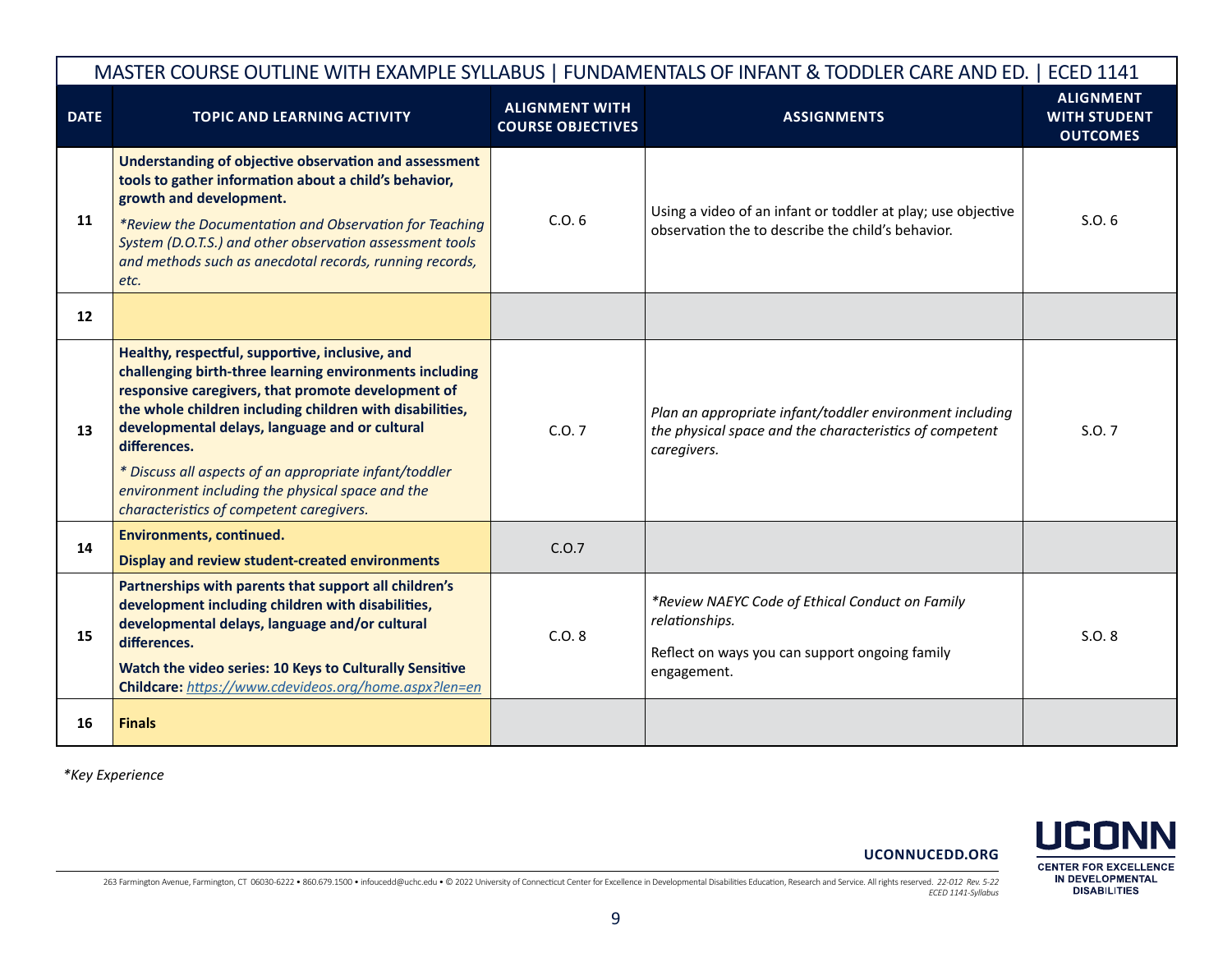| DATE | TOPIC AND LEARNING ACTIVITY | ALIGNMENT WITH COURSE OBJECTIVES | ASSIGNMENTS | ALIGNMENT WITH STUDENT OUTCOMES |
|---|---|---|---|---|
| 11 | **Understanding of objective observation and assessment tools to gather information about a child's behavior, growth and development.** *\*Review the Documentation and Observation for Teaching System (D.O.T.S.) and other observation assessment tools and methods such as anecdotal records, running records, etc.* | C.O. 6 | Using a video of an infant or toddler at play; use objective observation the to describe the child's behavior. | S.O. 6 |
| 12 | | | | |
| 13 | **Healthy, respectful, supportive, inclusive, and challenging birth-three learning environments including responsive caregivers, that promote development of the whole children including children with disabilities, developmental delays, language and or cultural differences.** *\* Discuss all aspects of an appropriate infant/toddler environment including the physical space and the characteristics of competent caregivers.* | C.O. 7 | *Plan an appropriate infant/toddler environment including the physical space and the characteristics of competent caregivers.* | S.O. 7 |
| 14 | **Environments, continued.** **Display and review student-created environments** | C.O.7 | | |
| 15 | **Partnerships with parents that support all children's development including children with disabilities, developmental delays, language and/or cultural differences.** **Watch the video series: 10 Keys to Culturally Sensitive Childcare:** [https://www.cdevideos.org/home.aspx?len=en](https://www.cdevideos.org/home.aspx?len=en) | C.O. 8 | *\*Review NAEYC Code of Ethical Conduct on Family relationships.* Reflect on ways you can support ongoing family engagement. | S.O. 8 |
| 16 | **Finals** | | | |

*\*Key Experience*